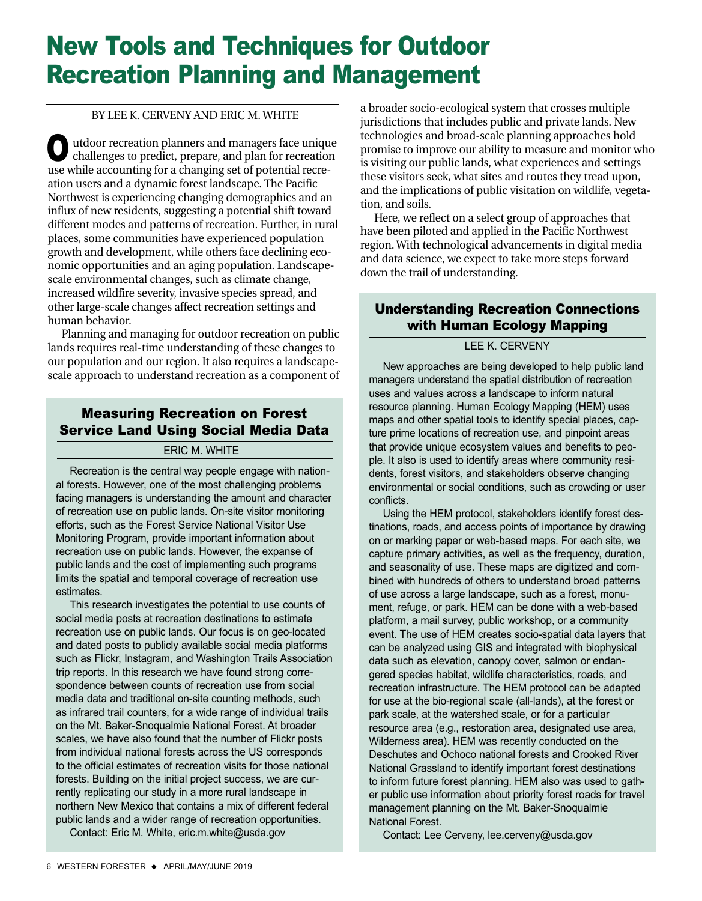# New Tools and Techniques for Outdoor Recreation Planning and Management

BY LEE K. CERVENY AND ERIC M. WHITE

Outdoor recreation planners and managers face unique challenges to predict, prepare, and plan for recreation use while accounting for a changing set of potential recreation users and a dynamic forest landscape. The Pacific Northwest is experiencing changing demographics and an influx of new residents, suggesting a potential shift toward different modes and patterns of recreation. Further, in rural places, some communities have experienced population growth and development, while others face declining economic opportunities and an aging population. Landscape-scale environmental changes, such as climate change, increased wildfire severity, invasive species spread, and other large-scale changes affect recreation settings and human behavior.

Planning and managing for outdoor recreation on public lands requires real-time understanding of these changes to our population and our region. It also requires a landscape-scale approach to understand recreation as a component of a broader socio-ecological system that crosses multiple jurisdictions that includes public and private lands. New technologies and broad-scale planning approaches hold promise to improve our ability to measure and monitor who is visiting our public lands, what experiences and settings these visitors seek, what sites and routes they tread upon, and the implications of public visitation on wildlife, vegetation, and soils.

Here, we reflect on a select group of approaches that have been piloted and applied in the Pacific Northwest region. With technological advancements in digital media and data science, we expect to take more steps forward down the trail of understanding.

## Measuring Recreation on Forest Service Land Using Social Media Data

ERIC M. WHITE

Recreation is the central way people engage with national forests. However, one of the most challenging problems facing managers is understanding the amount and character of recreation use on public lands. On-site visitor monitoring efforts, such as the Forest Service National Visitor Use Monitoring Program, provide important information about recreation use on public lands. However, the expanse of public lands and the cost of implementing such programs limits the spatial and temporal coverage of recreation use estimates.

This research investigates the potential to use counts of social media posts at recreation destinations to estimate recreation use on public lands. Our focus is on geo-located and dated posts to publicly available social media platforms such as Flickr, Instagram, and Washington Trails Association trip reports. In this research we have found strong correspondence between counts of recreation use from social media data and traditional on-site counting methods, such as infrared trail counters, for a wide range of individual trails on the Mt. Baker-Snoqualmie National Forest. At broader scales, we have also found that the number of Flickr posts from individual national forests across the US corresponds to the official estimates of recreation visits for those national forests. Building on the initial project success, we are currently replicating our study in a more rural landscape in northern New Mexico that contains a mix of different federal public lands and a wider range of recreation opportunities.

Contact: Eric M. White, eric.m.white@usda.gov

## Understanding Recreation Connections with Human Ecology Mapping

LEE K. CERVENY

New approaches are being developed to help public land managers understand the spatial distribution of recreation uses and values across a landscape to inform natural resource planning. Human Ecology Mapping (HEM) uses maps and other spatial tools to identify special places, capture prime locations of recreation use, and pinpoint areas that provide unique ecosystem values and benefits to people. It also is used to identify areas where community residents, forest visitors, and stakeholders observe changing environmental or social conditions, such as crowding or user conflicts.

Using the HEM protocol, stakeholders identify forest destinations, roads, and access points of importance by drawing on or marking paper or web-based maps. For each site, we capture primary activities, as well as the frequency, duration, and seasonality of use. These maps are digitized and combined with hundreds of others to understand broad patterns of use across a large landscape, such as a forest, monument, refuge, or park. HEM can be done with a web-based platform, a mail survey, public workshop, or a community event. The use of HEM creates socio-spatial data layers that can be analyzed using GIS and integrated with biophysical data such as elevation, canopy cover, salmon or endangered species habitat, wildlife characteristics, roads, and recreation infrastructure. The HEM protocol can be adapted for use at the bio-regional scale (all-lands), at the forest or park scale, at the watershed scale, or for a particular resource area (e.g., restoration area, designated use area, Wilderness area). HEM was recently conducted on the Deschutes and Ochoco national forests and Crooked River National Grassland to identify important forest destinations to inform future forest planning. HEM also was used to gather public use information about priority forest roads for travel management planning on the Mt. Baker-Snoqualmie National Forest.

Contact: Lee Cerveny, lee.cerveny@usda.gov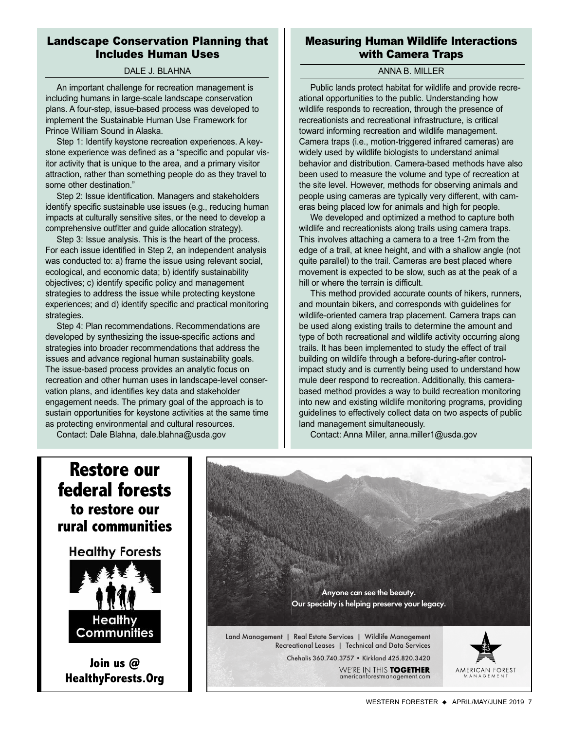## Landscape Conservation Planning that Includes Human Uses

DALE J. BLAHNA

An important challenge for recreation management is including humans in large-scale landscape conservation plans. A four-step, issue-based process was developed to implement the Sustainable Human Use Framework for Prince William Sound in Alaska.

Step 1: Identify keystone recreation experiences. A keystone experience was defined as a "specific and popular visitor activity that is unique to the area, and a primary visitor attraction, rather than something people do as they travel to some other destination."

Step 2: Issue identification. Managers and stakeholders identify specific sustainable use issues (e.g., reducing human impacts at culturally sensitive sites, or the need to develop a comprehensive outfitter and guide allocation strategy).

Step 3: Issue analysis. This is the heart of the process. For each issue identified in Step 2, an independent analysis was conducted to: a) frame the issue using relevant social, ecological, and economic data; b) identify sustainability objectives; c) identify specific policy and management strategies to address the issue while protecting keystone experiences; and d) identify specific and practical monitoring strategies.

Step 4: Plan recommendations. Recommendations are developed by synthesizing the issue-specific actions and strategies into broader recommendations that address the issues and advance regional human sustainability goals. The issue-based process provides an analytic focus on recreation and other human uses in landscape-level conservation plans, and identifies key data and stakeholder engagement needs. The primary goal of the approach is to sustain opportunities for keystone activities at the same time as protecting environmental and cultural resources.

Contact: Dale Blahna, dale.blahna@usda.gov

## Measuring Human Wildlife Interactions with Camera Traps

ANNA B. MILLER

Public lands protect habitat for wildlife and provide recreational opportunities to the public. Understanding how wildlife responds to recreation, through the presence of recreationists and recreational infrastructure, is critical toward informing recreation and wildlife management. Camera traps (i.e., motion-triggered infrared cameras) are widely used by wildlife biologists to understand animal behavior and distribution. Camera-based methods have also been used to measure the volume and type of recreation at the site level. However, methods for observing animals and people using cameras are typically very different, with cameras being placed low for animals and high for people.

We developed and optimized a method to capture both wildlife and recreationists along trails using camera traps. This involves attaching a camera to a tree 1-2m from the edge of a trail, at knee height, and with a shallow angle (not quite parallel) to the trail. Cameras are best placed where movement is expected to be slow, such as at the peak of a hill or where the terrain is difficult.

This method provided accurate counts of hikers, runners, and mountain bikers, and corresponds with guidelines for wildlife-oriented camera trap placement. Camera traps can be used along existing trails to determine the amount and type of both recreational and wildlife activity occurring along trails. It has been implemented to study the effect of trail building on wildlife through a before-during-after control-impact study and is currently being used to understand how mule deer respond to recreation. Additionally, this camera-based method provides a way to build recreation monitoring into new and existing wildlife monitoring programs, providing guidelines to effectively collect data on two aspects of public land management simultaneously.

Contact: Anna Miller, anna.miller1@usda.gov

**Restore our federal forests to restore our rural communities**

Healthy Forests

Healthy Communities

**Join us @ HealthyForests.Org**

Anyone can see the beauty.
Our specialty is helping preserve your legacy.

Land Management | Real Estate Services | Wildlife Management
Recreational Leases | Technical and Data Services

Chehalis 360.740.3757 • Kirkland 425.820.3420

WE'RE IN THIS **TOGETHER**
americanforestmanagement.com

AMERICAN FOREST MANAGEMENT